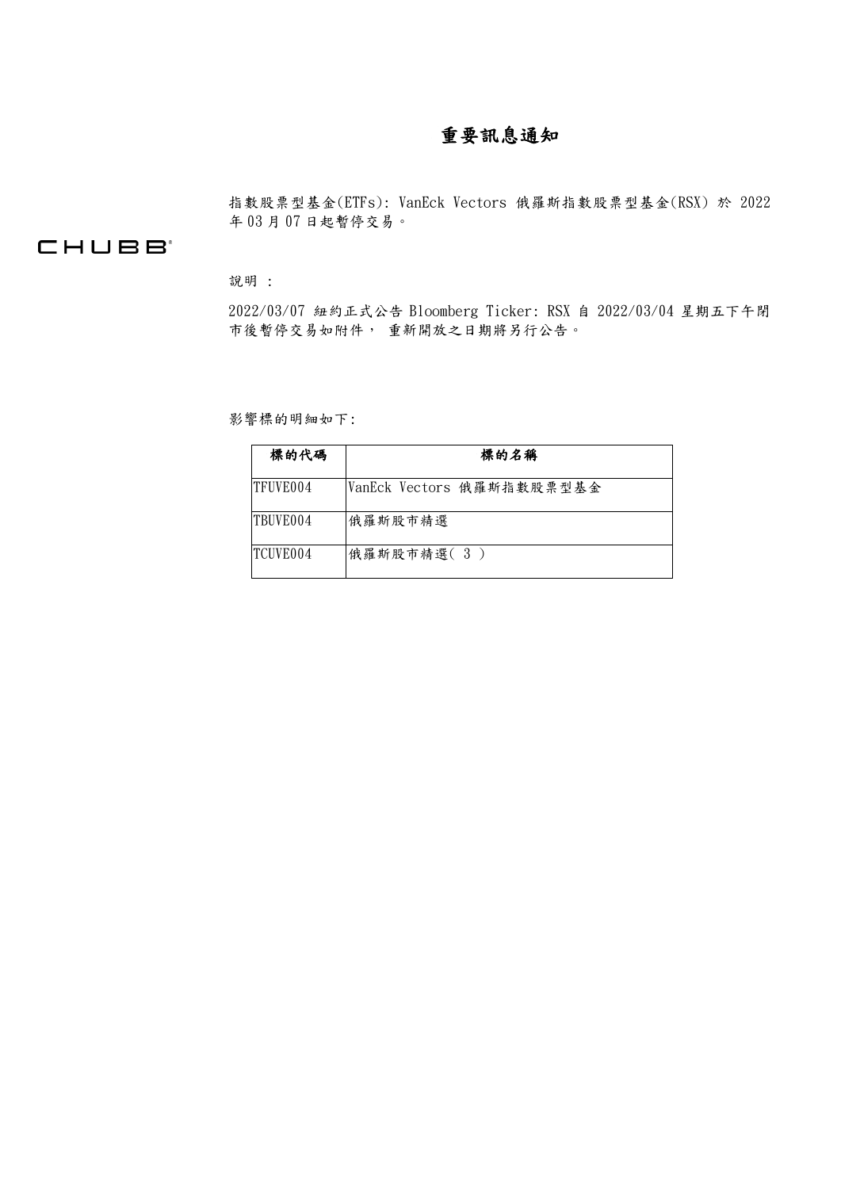# 重要訊息通知

指數股票型基金(ETFs): VanEck Vectors 俄羅斯指數股票型基金(RSX) 於 2022 年 03 月 07 日起暫停交易。

CHUBB

說明 :

2022/03/07 紐約正式公告 Bloomberg Ticker: RSX 自 2022/03/04 星期五下午閉市後暫停交易如附件， 重新開放之日期將另行公告。

影響標的明細如下:

| 標的代碼 | 標的名稱 |
|---|---|
| TFUVE004 | VanEck Vectors 俄羅斯指數股票型基金 |
| TBUVE004 | 俄羅斯股市精選 |
| TCUVE004 | 俄羅斯股市精選( 3 ) |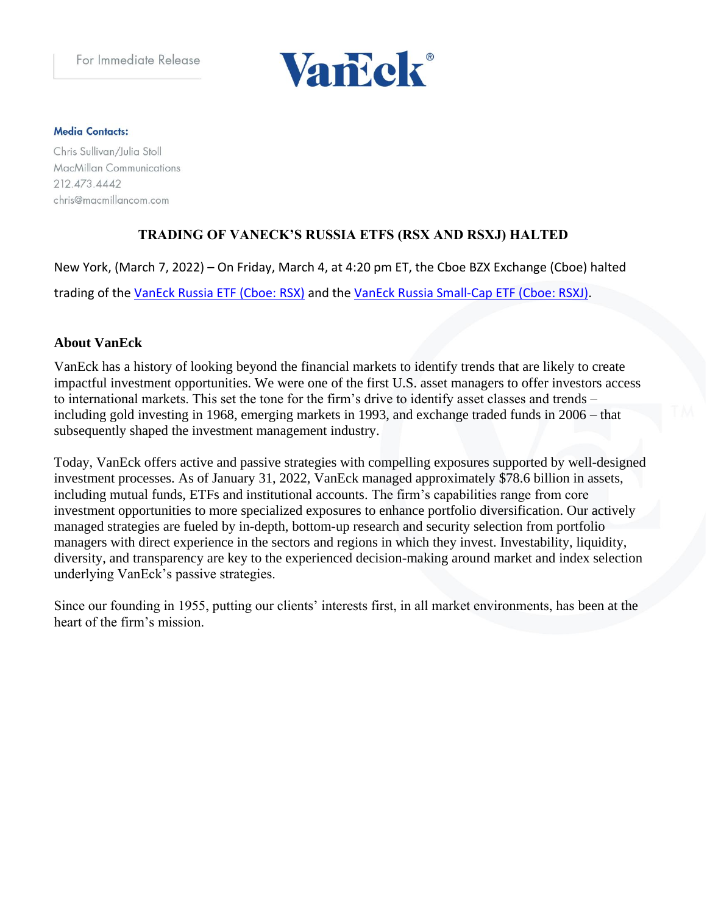For Immediate Release

**Media Contacts:**

Chris Sullivan/Julia Stoll
MacMillan Communications
212.473.4442
chris@macmillancom.com

## TRADING OF VANECK'S RUSSIA ETFS (RSX AND RSXJ) HALTED

New York, (March 7, 2022) – On Friday, March 4, at 4:20 pm ET, the Cboe BZX Exchange (Cboe) halted trading of the VanEck Russia ETF (Cboe: RSX) and the VanEck Russia Small-Cap ETF (Cboe: RSXJ).

### About VanEck

VanEck has a history of looking beyond the financial markets to identify trends that are likely to create impactful investment opportunities. We were one of the first U.S. asset managers to offer investors access to international markets. This set the tone for the firm's drive to identify asset classes and trends – including gold investing in 1968, emerging markets in 1993, and exchange traded funds in 2006 – that subsequently shaped the investment management industry.

Today, VanEck offers active and passive strategies with compelling exposures supported by well-designed investment processes. As of January 31, 2022, VanEck managed approximately $78.6 billion in assets, including mutual funds, ETFs and institutional accounts. The firm's capabilities range from core investment opportunities to more specialized exposures to enhance portfolio diversification. Our actively managed strategies are fueled by in-depth, bottom-up research and security selection from portfolio managers with direct experience in the sectors and regions in which they invest. Investability, liquidity, diversity, and transparency are key to the experienced decision-making around market and index selection underlying VanEck's passive strategies.

Since our founding in 1955, putting our clients' interests first, in all market environments, has been at the heart of the firm's mission.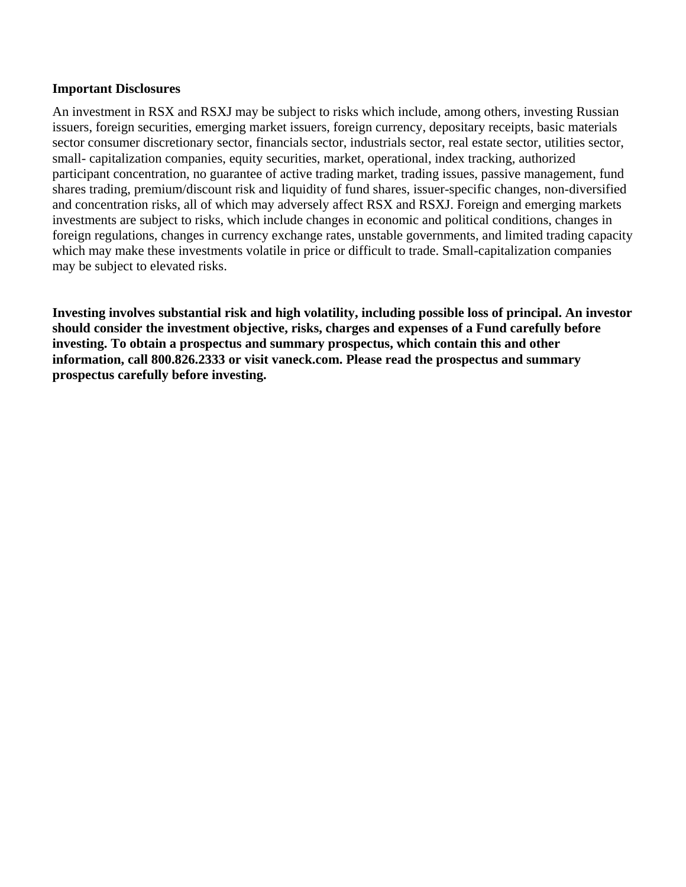**Important Disclosures**

An investment in RSX and RSXJ may be subject to risks which include, among others, investing Russian issuers, foreign securities, emerging market issuers, foreign currency, depositary receipts, basic materials sector consumer discretionary sector, financials sector, industrials sector, real estate sector, utilities sector, small- capitalization companies, equity securities, market, operational, index tracking, authorized participant concentration, no guarantee of active trading market, trading issues, passive management, fund shares trading, premium/discount risk and liquidity of fund shares, issuer-specific changes, non-diversified and concentration risks, all of which may adversely affect RSX and RSXJ. Foreign and emerging markets investments are subject to risks, which include changes in economic and political conditions, changes in foreign regulations, changes in currency exchange rates, unstable governments, and limited trading capacity which may make these investments volatile in price or difficult to trade. Small-capitalization companies may be subject to elevated risks.

**Investing involves substantial risk and high volatility, including possible loss of principal. An investor should consider the investment objective, risks, charges and expenses of a Fund carefully before investing. To obtain a prospectus and summary prospectus, which contain this and other information, call 800.826.2333 or visit vaneck.com. Please read the prospectus and summary prospectus carefully before investing.**